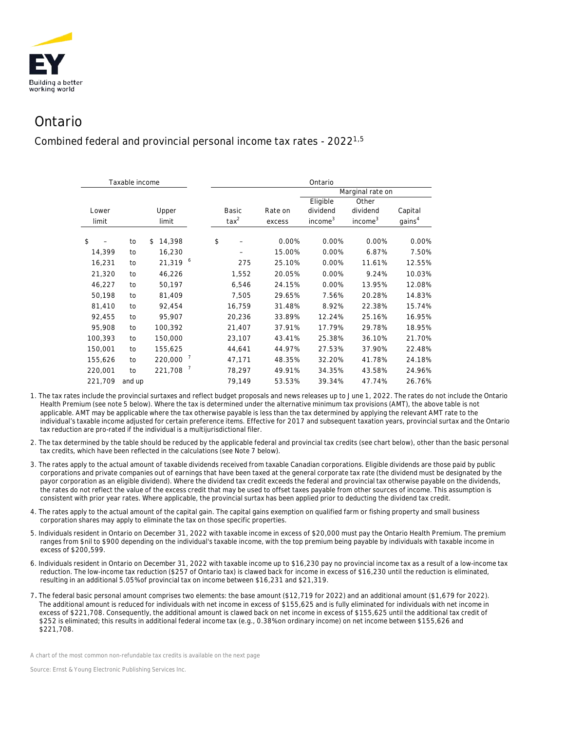# Ontario

## Combined federal and provincial personal income tax rates - 2022[1,5]

| Taxable income | | | Ontario | | | | |
|---|---|---|---|---|---|---|---|
| | | | | | Marginal rate on | | |
| Lower limit | | Upper limit | Basic tax[2] | Rate on excess | Eligible dividend income[3] | Other dividend income[3] | Capital gains[4] |
| $ – | to | $ 14,398 | $ – | 0.00% | 0.00% | 0.00% | 0.00% |
| 14,399 | to | 16,230 | – | 15.00% | 0.00% | 6.87% | 7.50% |
| 16,231 | to | 21,319 [6] | 275 | 25.10% | 0.00% | 11.61% | 12.55% |
| 21,320 | to | 46,226 | 1,552 | 20.05% | 0.00% | 9.24% | 10.03% |
| 46,227 | to | 50,197 | 6,546 | 24.15% | 0.00% | 13.95% | 12.08% |
| 50,198 | to | 81,409 | 7,505 | 29.65% | 7.56% | 20.28% | 14.83% |
| 81,410 | to | 92,454 | 16,759 | 31.48% | 8.92% | 22.38% | 15.74% |
| 92,455 | to | 95,907 | 20,236 | 33.89% | 12.24% | 25.16% | 16.95% |
| 95,908 | to | 100,392 | 21,407 | 37.91% | 17.79% | 29.78% | 18.95% |
| 100,393 | to | 150,000 | 23,107 | 43.41% | 25.38% | 36.10% | 21.70% |
| 150,001 | to | 155,625 | 44,641 | 44.97% | 27.53% | 37.90% | 22.48% |
| 155,626 | to | 220,000 [7] | 47,171 | 48.35% | 32.20% | 41.78% | 24.18% |
| 220,001 | to | 221,708 [7] | 78,297 | 49.91% | 34.35% | 43.58% | 24.96% |
| 221,709 | and up | | 79,149 | 53.53% | 39.34% | 47.74% | 26.76% |

1. The tax rates include the provincial surtaxes and reflect budget proposals and news releases up to June 1, 2022. The rates do not include the Ontario Health Premium (see note 5 below). Where the tax is determined under the alternative minimum tax provisions (AMT), the above table is not applicable. AMT may be applicable where the tax otherwise payable is less than the tax determined by applying the relevant AMT rate to the individual's taxable income adjusted for certain preference items. Effective for 2017 and subsequent taxation years, provincial surtax and the Ontario tax reduction are pro-rated if the individual is a multijurisdictional filer.

2. The tax determined by the table should be reduced by the applicable federal and provincial tax credits (see chart below), other than the basic personal tax credits, which have been reflected in the calculations (see Note 7 below).

3. The rates apply to the actual amount of taxable dividends received from taxable Canadian corporations. Eligible dividends are those paid by public corporations and private companies out of earnings that have been taxed at the general corporate tax rate (the dividend must be designated by the payor corporation as an eligible dividend). Where the dividend tax credit exceeds the federal and provincial tax otherwise payable on the dividends, the rates do not reflect the value of the excess credit that may be used to offset taxes payable from other sources of income. This assumption is consistent with prior year rates. Where applicable, the provincial surtax has been applied prior to deducting the dividend tax credit.

4. The rates apply to the actual amount of the capital gain. The capital gains exemption on qualified farm or fishing property and small business corporation shares may apply to eliminate the tax on those specific properties.

5. Individuals resident in Ontario on December 31, 2022 with taxable income in excess of $20,000 must pay the Ontario Health Premium. The premium ranges from $nil to $900 depending on the individual's taxable income, with the top premium being payable by individuals with taxable income in excess of $200,599.

6. Individuals resident in Ontario on December 31, 2022 with taxable income up to $16,230 pay no provincial income tax as a result of a low-income tax reduction. The low-income tax reduction ($257 of Ontario tax) is clawed back for income in excess of $16,230 until the reduction is eliminated, resulting in an additional 5.05%of provincial tax on income between $16,231 and $21,319.

7. The federal basic personal amount comprises two elements: the base amount ($12,719 for 2022) and an additional amount ($1,679 for 2022). The additional amount is reduced for individuals with net income in excess of $155,625 and is fully eliminated for individuals with net income in excess of $221,708. Consequently, the additional amount is clawed back on net income in excess of $155,625 until the additional tax credit of $252 is eliminated; this results in additional federal income tax (e.g., 0.38%on ordinary income) on net income between $155,626 and $221,708.

A chart of the most common non-refundable tax credits is available on the next page

Source: Ernst & Young Electronic Publishing Services Inc.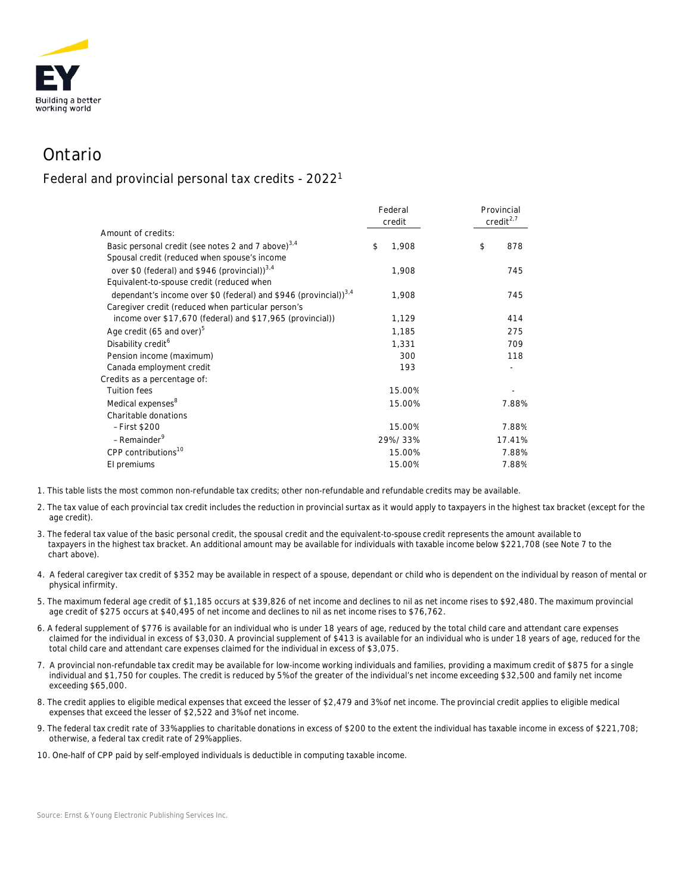# Ontario

## Federal and provincial personal tax credits - 2022[1]

| | Federal credit | Provincial credit[2,7] |
|---|---|---|
| Amount of credits: | | |
| Basic personal credit (see notes 2 and 7 above)[3,4] | $ 1,908 | $ 878 |
| Spousal credit (reduced when spouse's income over $0 (federal) and $946 (provincial))[3,4] | 1,908 | 745 |
| Equivalent-to-spouse credit (reduced when dependant's income over $0 (federal) and $946 (provincial))[3,4] | 1,908 | 745 |
| Caregiver credit (reduced when particular person's income over $17,670 (federal) and $17,965 (provincial)) | 1,129 | 414 |
| Age credit (65 and over)[5] | 1,185 | 275 |
| Disability credit[6] | 1,331 | 709 |
| Pension income (maximum) | 300 | 118 |
| Canada employment credit | 193 | - |
| Credits as a percentage of: | | |
| Tuition fees | 15.00% | - |
| Medical expenses[8] | 15.00% | 7.88% |
| Charitable donations | | |
| – First $200 | 15.00% | 7.88% |
| – Remainder[9] | 29%/ 33% | 17.41% |
| CPP contributions[10] | 15.00% | 7.88% |
| EI premiums | 15.00% | 7.88% |

1. This table lists the most common non-refundable tax credits; other non-refundable and refundable credits may be available.
2. The tax value of each provincial tax credit includes the reduction in provincial surtax as it would apply to taxpayers in the highest tax bracket (except for the age credit).
3. The federal tax value of the basic personal credit, the spousal credit and the equivalent-to-spouse credit represents the amount available to taxpayers in the highest tax bracket. An additional amount may be available for individuals with taxable income below $221,708 (see Note 7 to the chart above).
4. A federal caregiver tax credit of $352 may be available in respect of a spouse, dependant or child who is dependent on the individual by reason of mental or physical infirmity.
5. The maximum federal age credit of $1,185 occurs at $39,826 of net income and declines to nil as net income rises to $92,480. The maximum provincial age credit of $275 occurs at $40,495 of net income and declines to nil as net income rises to $76,762.
6. A federal supplement of $776 is available for an individual who is under 18 years of age, reduced by the total child care and attendant care expenses claimed for the individual in excess of $3,030. A provincial supplement of $413 is available for an individual who is under 18 years of age, reduced for the total child care and attendant care expenses claimed for the individual in excess of $3,075.
7. A provincial non-refundable tax credit may be available for low-income working individuals and families, providing a maximum credit of $875 for a single individual and $1,750 for couples. The credit is reduced by 5% of the greater of the individual's net income exceeding $32,500 and family net income exceeding $65,000.
8. The credit applies to eligible medical expenses that exceed the lesser of $2,479 and 3% of net income. The provincial credit applies to eligible medical expenses that exceed the lesser of $2,522 and 3% of net income.
9. The federal tax credit rate of 33% applies to charitable donations in excess of $200 to the extent the individual has taxable income in excess of $221,708; otherwise, a federal tax credit rate of 29% applies.
10. One-half of CPP paid by self-employed individuals is deductible in computing taxable income.

Source: Ernst & Young Electronic Publishing Services Inc.